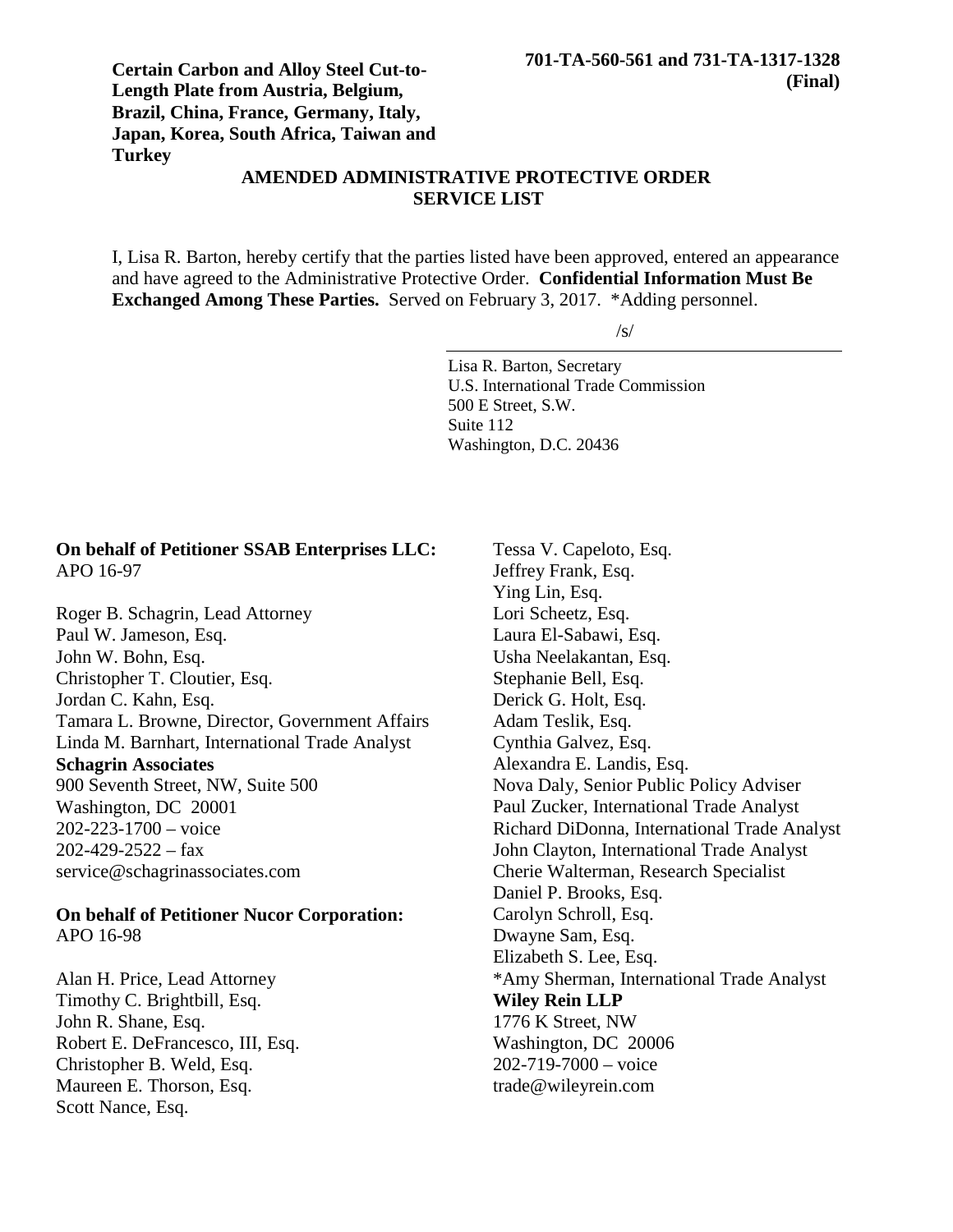**Certain Carbon and Alloy Steel Cut-to-Length Plate from Austria, Belgium, Brazil, China, France, Germany, Italy, Japan, Korea, South Africa, Taiwan and Turkey**

**701-TA-560-561 and 731-TA-1317-1328 (Final)**

## AMENDED ADMINISTRATIVE PROTECTIVE ORDER SERVICE LIST

I, Lisa R. Barton, hereby certify that the parties listed have been approved, entered an appearance and have agreed to the Administrative Protective Order. **Confidential Information Must Be Exchanged Among These Parties.** Served on February 3, 2017. *Adding personnel.

/s/

Lisa R. Barton, Secretary
U.S. International Trade Commission
500 E Street, S.W.
Suite 112
Washington, D.C. 20436

**On behalf of Petitioner SSAB Enterprises LLC:**
APO 16-97

Roger B. Schagrin, Lead Attorney
Paul W. Jameson, Esq.
John W. Bohn, Esq.
Christopher T. Cloutier, Esq.
Jordan C. Kahn, Esq.
Tamara L. Browne, Director, Government Affairs
Linda M. Barnhart, International Trade Analyst
**Schagrin Associates**
900 Seventh Street, NW, Suite 500
Washington, DC 20001
202-223-1700 – voice
202-429-2522 – fax
service@schagrinassociates.com

**On behalf of Petitioner Nucor Corporation:**
APO 16-98

Alan H. Price, Lead Attorney
Timothy C. Brightbill, Esq.
John R. Shane, Esq.
Robert E. DeFrancesco, III, Esq.
Christopher B. Weld, Esq.
Maureen E. Thorson, Esq.
Scott Nance, Esq.
Tessa V. Capeloto, Esq.
Jeffrey Frank, Esq.
Ying Lin, Esq.
Lori Scheetz, Esq.
Laura El-Sabawi, Esq.
Usha Neelakantan, Esq.
Stephanie Bell, Esq.
Derick G. Holt, Esq.
Adam Teslik, Esq.
Cynthia Galvez, Esq.
Alexandra E. Landis, Esq.
Nova Daly, Senior Public Policy Adviser
Paul Zucker, International Trade Analyst
Richard DiDonna, International Trade Analyst
John Clayton, International Trade Analyst
Cherie Walterman, Research Specialist
Daniel P. Brooks, Esq.
Carolyn Schroll, Esq.
Dwayne Sam, Esq.
Elizabeth S. Lee, Esq.
*Amy Sherman, International Trade Analyst
**Wiley Rein LLP**
1776 K Street, NW
Washington, DC 20006
202-719-7000 – voice
trade@wileyrein.com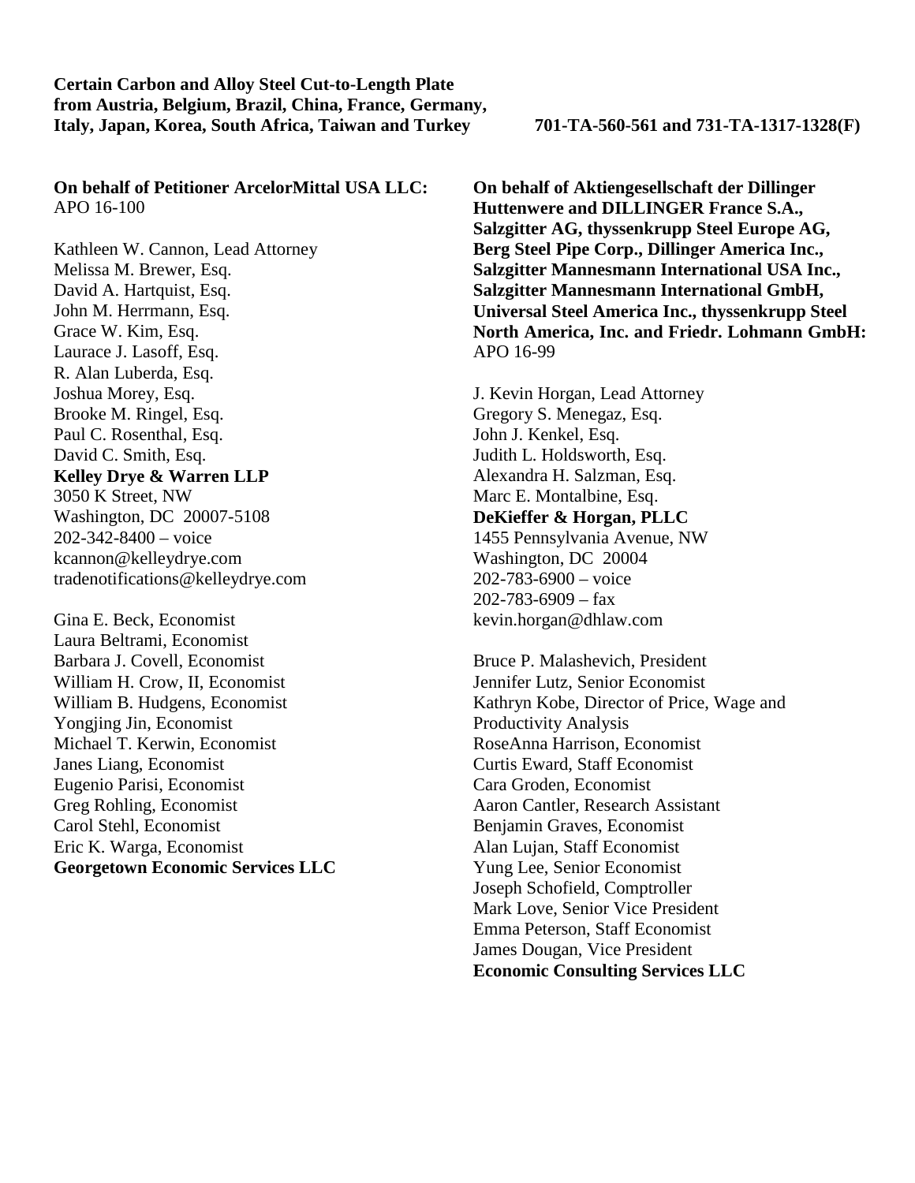**Certain Carbon and Alloy Steel Cut-to-Length Plate from Austria, Belgium, Brazil, China, France, Germany, Italy, Japan, Korea, South Africa, Taiwan and Turkey** **701-TA-560-561 and 731-TA-1317-1328(F)**

**On behalf of Petitioner ArcelorMittal USA LLC:**
APO 16-100

Kathleen W. Cannon, Lead Attorney
Melissa M. Brewer, Esq.
David A. Hartquist, Esq.
John M. Herrmann, Esq.
Grace W. Kim, Esq.
Laurace J. Lasoff, Esq.
R. Alan Luberda, Esq.
Joshua Morey, Esq.
Brooke M. Ringel, Esq.
Paul C. Rosenthal, Esq.
David C. Smith, Esq.
**Kelley Drye & Warren LLP**
3050 K Street, NW
Washington, DC 20007-5108
202-342-8400 – voice
kcannon@kelleydrye.com
tradenotifications@kelleydrye.com

Gina E. Beck, Economist
Laura Beltrami, Economist
Barbara J. Covell, Economist
William H. Crow, II, Economist
William B. Hudgens, Economist
Yongjing Jin, Economist
Michael T. Kerwin, Economist
Janes Liang, Economist
Eugenio Parisi, Economist
Greg Rohling, Economist
Carol Stehl, Economist
Eric K. Warga, Economist
**Georgetown Economic Services LLC**

**On behalf of Aktiengesellschaft der Dillinger Huttenwere and DILLINGER France S.A., Salzgitter AG, thyssenkrupp Steel Europe AG, Berg Steel Pipe Corp., Dillinger America Inc., Salzgitter Mannesmann International USA Inc., Salzgitter Mannesmann International GmbH, Universal Steel America Inc., thyssenkrupp Steel North America, Inc. and Friedr. Lohmann GmbH:**
APO 16-99

J. Kevin Horgan, Lead Attorney
Gregory S. Menegaz, Esq.
John J. Kenkel, Esq.
Judith L. Holdsworth, Esq.
Alexandra H. Salzman, Esq.
Marc E. Montalbine, Esq.
**DeKieffer & Horgan, PLLC**
1455 Pennsylvania Avenue, NW
Washington, DC 20004
202-783-6900 – voice
202-783-6909 – fax
kevin.horgan@dhlaw.com

Bruce P. Malashevich, President
Jennifer Lutz, Senior Economist
Kathryn Kobe, Director of Price, Wage and Productivity Analysis
RoseAnna Harrison, Economist
Curtis Eward, Staff Economist
Cara Groden, Economist
Aaron Cantler, Research Assistant
Benjamin Graves, Economist
Alan Lujan, Staff Economist
Yung Lee, Senior Economist
Joseph Schofield, Comptroller
Mark Love, Senior Vice President
Emma Peterson, Staff Economist
James Dougan, Vice President
**Economic Consulting Services LLC**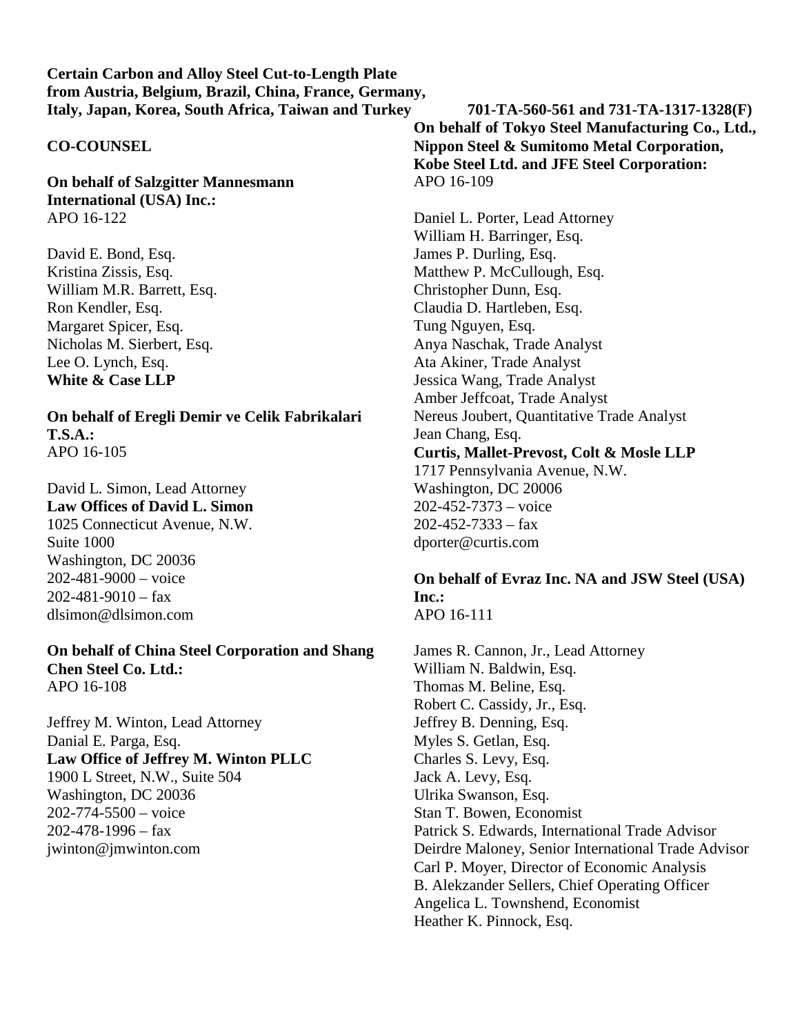**Certain Carbon and Alloy Steel Cut-to-Length Plate from Austria, Belgium, Brazil, China, France, Germany, Italy, Japan, Korea, South Africa, Taiwan and Turkey** **701-TA-560-561 and 731-TA-1317-1328(F)**

**CO-COUNSEL**

**On behalf of Salzgitter Mannesmann International (USA) Inc.:**
APO 16-122

David E. Bond, Esq.
Kristina Zissis, Esq.
William M.R. Barrett, Esq.
Ron Kendler, Esq.
Margaret Spicer, Esq.
Nicholas M. Sierbert, Esq.
Lee O. Lynch, Esq.
**White & Case LLP**

**On behalf of Eregli Demir ve Celik Fabrikalari T.S.A.:**
APO 16-105

David L. Simon, Lead Attorney
**Law Offices of David L. Simon**
1025 Connecticut Avenue, N.W.
Suite 1000
Washington, DC 20036
202-481-9000 – voice
202-481-9010 – fax
dlsimon@dlsimon.com

**On behalf of China Steel Corporation and Shang Chen Steel Co. Ltd.:**
APO 16-108

Jeffrey M. Winton, Lead Attorney
Danial E. Parga, Esq.
**Law Office of Jeffrey M. Winton PLLC**
1900 L Street, N.W., Suite 504
Washington, DC 20036
202-774-5500 – voice
202-478-1996 – fax
jwinton@jmwinton.com

**On behalf of Tokyo Steel Manufacturing Co., Ltd., Nippon Steel & Sumitomo Metal Corporation, Kobe Steel Ltd. and JFE Steel Corporation:**
APO 16-109

Daniel L. Porter, Lead Attorney
William H. Barringer, Esq.
James P. Durling, Esq.
Matthew P. McCullough, Esq.
Christopher Dunn, Esq.
Claudia D. Hartleben, Esq.
Tung Nguyen, Esq.
Anya Naschak, Trade Analyst
Ata Akiner, Trade Analyst
Jessica Wang, Trade Analyst
Amber Jeffcoat, Trade Analyst
Nereus Joubert, Quantitative Trade Analyst
Jean Chang, Esq.
**Curtis, Mallet-Prevost, Colt & Mosle LLP**
1717 Pennsylvania Avenue, N.W.
Washington, DC 20006
202-452-7373 – voice
202-452-7333 – fax
dporter@curtis.com

**On behalf of Evraz Inc. NA and JSW Steel (USA) Inc.:**
APO 16-111

James R. Cannon, Jr., Lead Attorney
William N. Baldwin, Esq.
Thomas M. Beline, Esq.
Robert C. Cassidy, Jr., Esq.
Jeffrey B. Denning, Esq.
Myles S. Getlan, Esq.
Charles S. Levy, Esq.
Jack A. Levy, Esq.
Ulrika Swanson, Esq.
Stan T. Bowen, Economist
Patrick S. Edwards, International Trade Advisor
Deirdre Maloney, Senior International Trade Advisor
Carl P. Moyer, Director of Economic Analysis
B. Alekzander Sellers, Chief Operating Officer
Angelica L. Townshend, Economist
Heather K. Pinnock, Esq.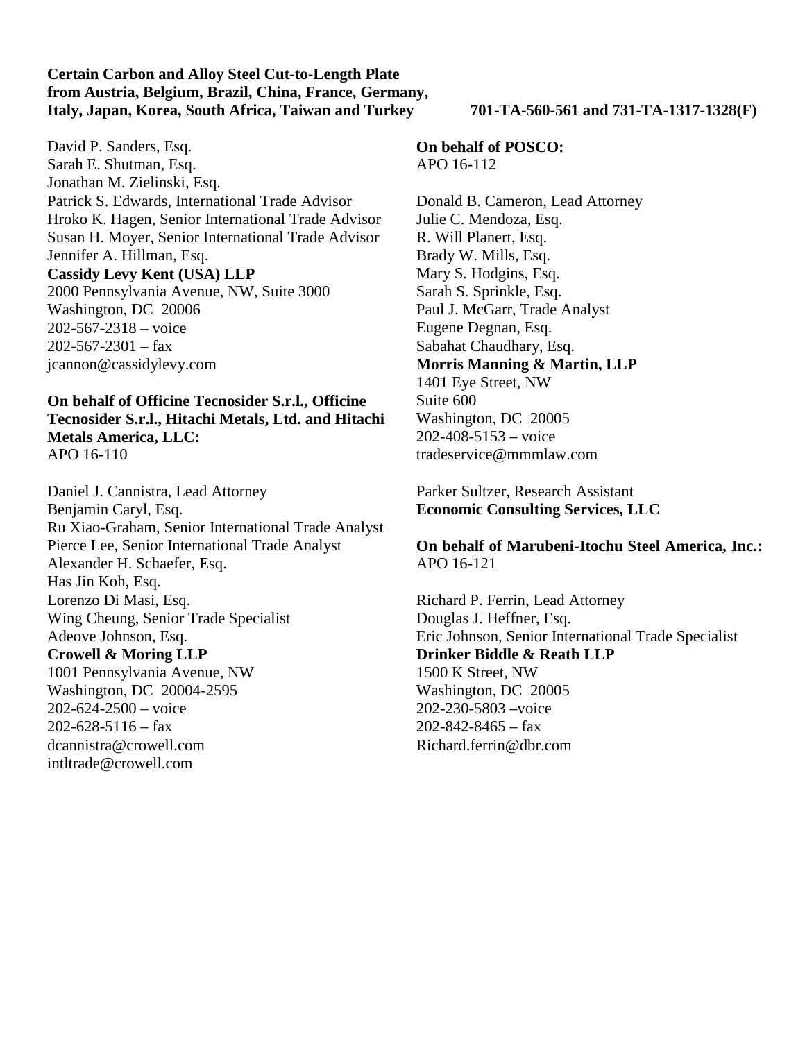**Certain Carbon and Alloy Steel Cut-to-Length Plate from Austria, Belgium, Brazil, China, France, Germany, Italy, Japan, Korea, South Africa, Taiwan and Turkey** **701-TA-560-561 and 731-TA-1317-1328(F)**

David P. Sanders, Esq.
Sarah E. Shutman, Esq.
Jonathan M. Zielinski, Esq.
Patrick S. Edwards, International Trade Advisor
Hroko K. Hagen, Senior International Trade Advisor
Susan H. Moyer, Senior International Trade Advisor
Jennifer A. Hillman, Esq.
**Cassidy Levy Kent (USA) LLP**
2000 Pennsylvania Avenue, NW, Suite 3000
Washington, DC 20006
202-567-2318 – voice
202-567-2301 – fax
jcannon@cassidylevy.com

**On behalf of Officine Tecnosider S.r.l., Officine Tecnosider S.r.l., Hitachi Metals, Ltd. and Hitachi Metals America, LLC:**
APO 16-110

Daniel J. Cannistra, Lead Attorney
Benjamin Caryl, Esq.
Ru Xiao-Graham, Senior International Trade Analyst
Pierce Lee, Senior International Trade Analyst
Alexander H. Schaefer, Esq.
Has Jin Koh, Esq.
Lorenzo Di Masi, Esq.
Wing Cheung, Senior Trade Specialist
Adeove Johnson, Esq.
**Crowell & Moring LLP**
1001 Pennsylvania Avenue, NW
Washington, DC 20004-2595
202-624-2500 – voice
202-628-5116 – fax
dcannistra@crowell.com
intltrade@crowell.com

**On behalf of POSCO:**
APO 16-112

Donald B. Cameron, Lead Attorney
Julie C. Mendoza, Esq.
R. Will Planert, Esq.
Brady W. Mills, Esq.
Mary S. Hodgins, Esq.
Sarah S. Sprinkle, Esq.
Paul J. McGarr, Trade Analyst
Eugene Degnan, Esq.
Sabahat Chaudhary, Esq.
**Morris Manning & Martin, LLP**
1401 Eye Street, NW
Suite 600
Washington, DC 20005
202-408-5153 – voice
tradeservice@mmmlaw.com

Parker Sultzer, Research Assistant
**Economic Consulting Services, LLC**

**On behalf of Marubeni-Itochu Steel America, Inc.:**
APO 16-121

Richard P. Ferrin, Lead Attorney
Douglas J. Heffner, Esq.
Eric Johnson, Senior International Trade Specialist
**Drinker Biddle & Reath LLP**
1500 K Street, NW
Washington, DC 20005
202-230-5803 –voice
202-842-8465 – fax
Richard.ferrin@dbr.com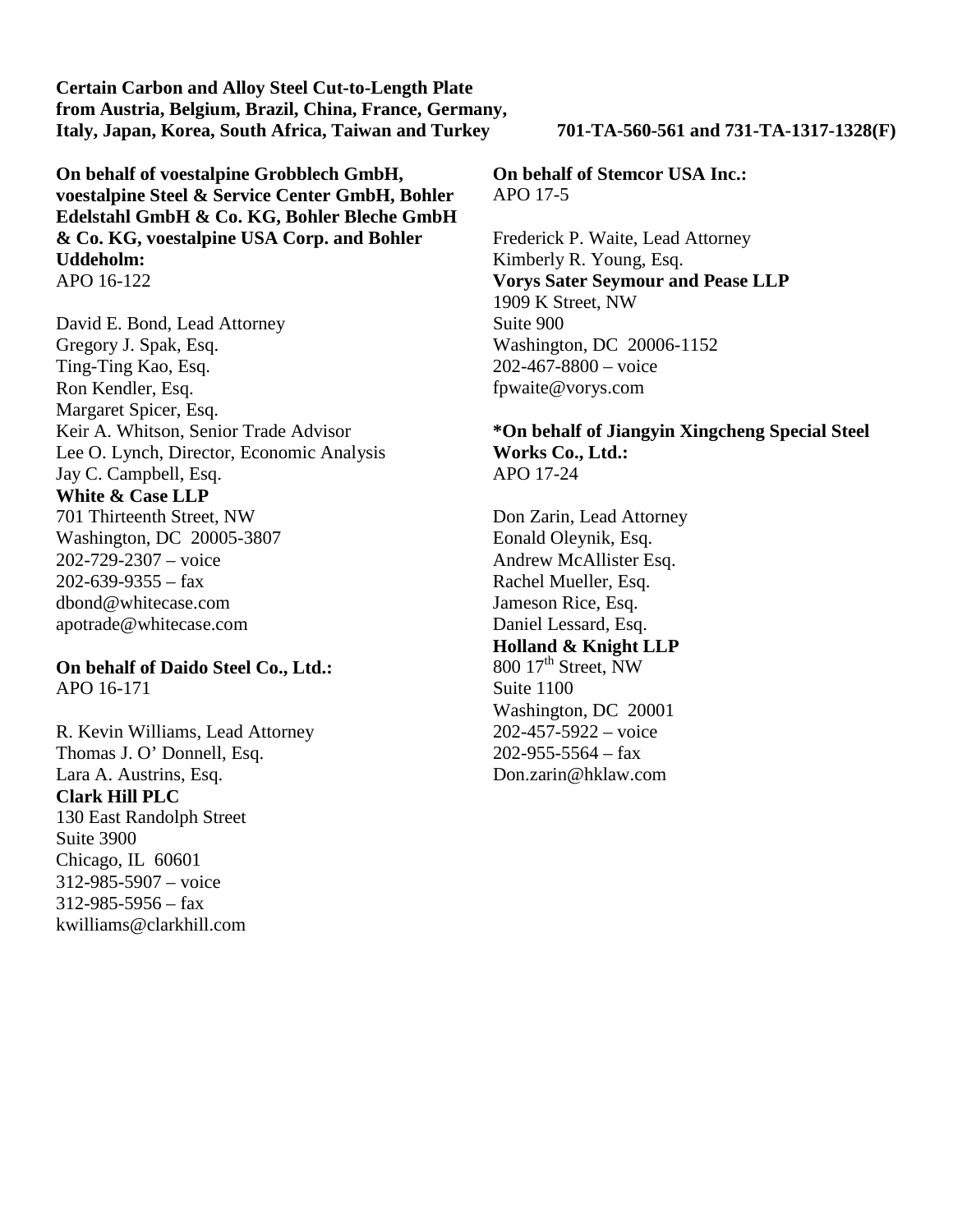**Certain Carbon and Alloy Steel Cut-to-Length Plate from Austria, Belgium, Brazil, China, France, Germany, Italy, Japan, Korea, South Africa, Taiwan and Turkey** **701-TA-560-561 and 731-TA-1317-1328(F)**

**On behalf of voestalpine Grobblech GmbH, voestalpine Steel & Service Center GmbH, Bohler Edelstahl GmbH & Co. KG, Bohler Bleche GmbH & Co. KG, voestalpine USA Corp. and Bohler Uddeholm:**
APO 16-122

David E. Bond, Lead Attorney
Gregory J. Spak, Esq.
Ting-Ting Kao, Esq.
Ron Kendler, Esq.
Margaret Spicer, Esq.
Keir A. Whitson, Senior Trade Advisor
Lee O. Lynch, Director, Economic Analysis
Jay C. Campbell, Esq.
**White & Case LLP**
701 Thirteenth Street, NW
Washington, DC 20005-3807
202-729-2307 – voice
202-639-9355 – fax
dbond@whitecase.com
apotrade@whitecase.com

**On behalf of Daido Steel Co., Ltd.:**
APO 16-171

R. Kevin Williams, Lead Attorney
Thomas J. O' Donnell, Esq.
Lara A. Austrins, Esq.
**Clark Hill PLC**
130 East Randolph Street
Suite 3900
Chicago, IL 60601
312-985-5907 – voice
312-985-5956 – fax
kwilliams@clarkhill.com

**On behalf of Stemcor USA Inc.:**
APO 17-5

Frederick P. Waite, Lead Attorney
Kimberly R. Young, Esq.
**Vorys Sater Seymour and Pease LLP**
1909 K Street, NW
Suite 900
Washington, DC 20006-1152
202-467-8800 – voice
fpwaite@vorys.com

**\*On behalf of Jiangyin Xingcheng Special Steel Works Co., Ltd.:**
APO 17-24

Don Zarin, Lead Attorney
Eonald Oleynik, Esq.
Andrew McAllister Esq.
Rachel Mueller, Esq.
Jameson Rice, Esq.
Daniel Lessard, Esq.
**Holland & Knight LLP**
800 17th Street, NW
Suite 1100
Washington, DC 20001
202-457-5922 – voice
202-955-5564 – fax
Don.zarin@hklaw.com